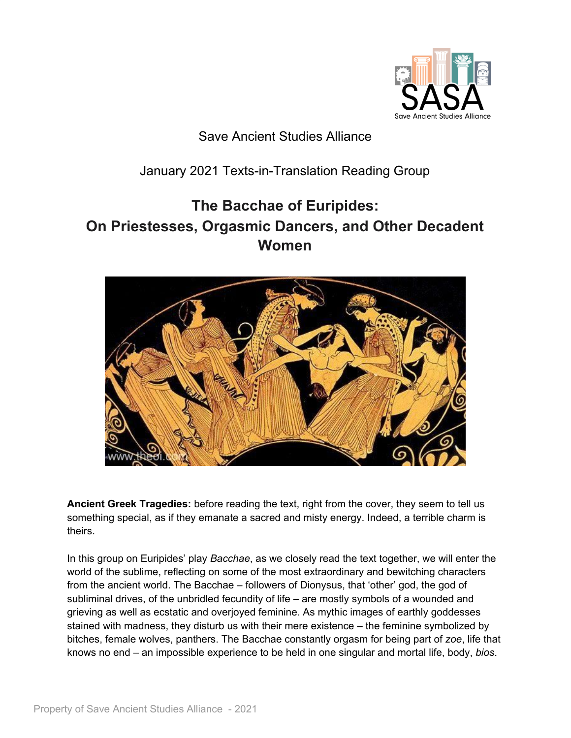Save Ancient Studies Alliance

January 2021 Texts-in-Translation Reading Group

# The Bacchae of Euripides: On Priestesses, Orgasmic Dancers, and Other Decadent Women

**Ancient Greek Tragedies:** before reading the text, right from the cover, they seem to tell us something special, as if they emanate a sacred and misty energy. Indeed, a terrible charm is theirs.

In this group on Euripides' play *Bacchae*, as we closely read the text together, we will enter the world of the sublime, reflecting on some of the most extraordinary and bewitching characters from the ancient world. The Bacchae – followers of Dionysus, that 'other' god, the god of subliminal drives, of the unbridled fecundity of life – are mostly symbols of a wounded and grieving as well as ecstatic and overjoyed feminine. As mythic images of earthly goddesses stained with madness, they disturb us with their mere existence – the feminine symbolized by bitches, female wolves, panthers. The Bacchae constantly orgasm for being part of *zoe*, life that knows no end – an impossible experience to be held in one singular and mortal life, body, *bios*.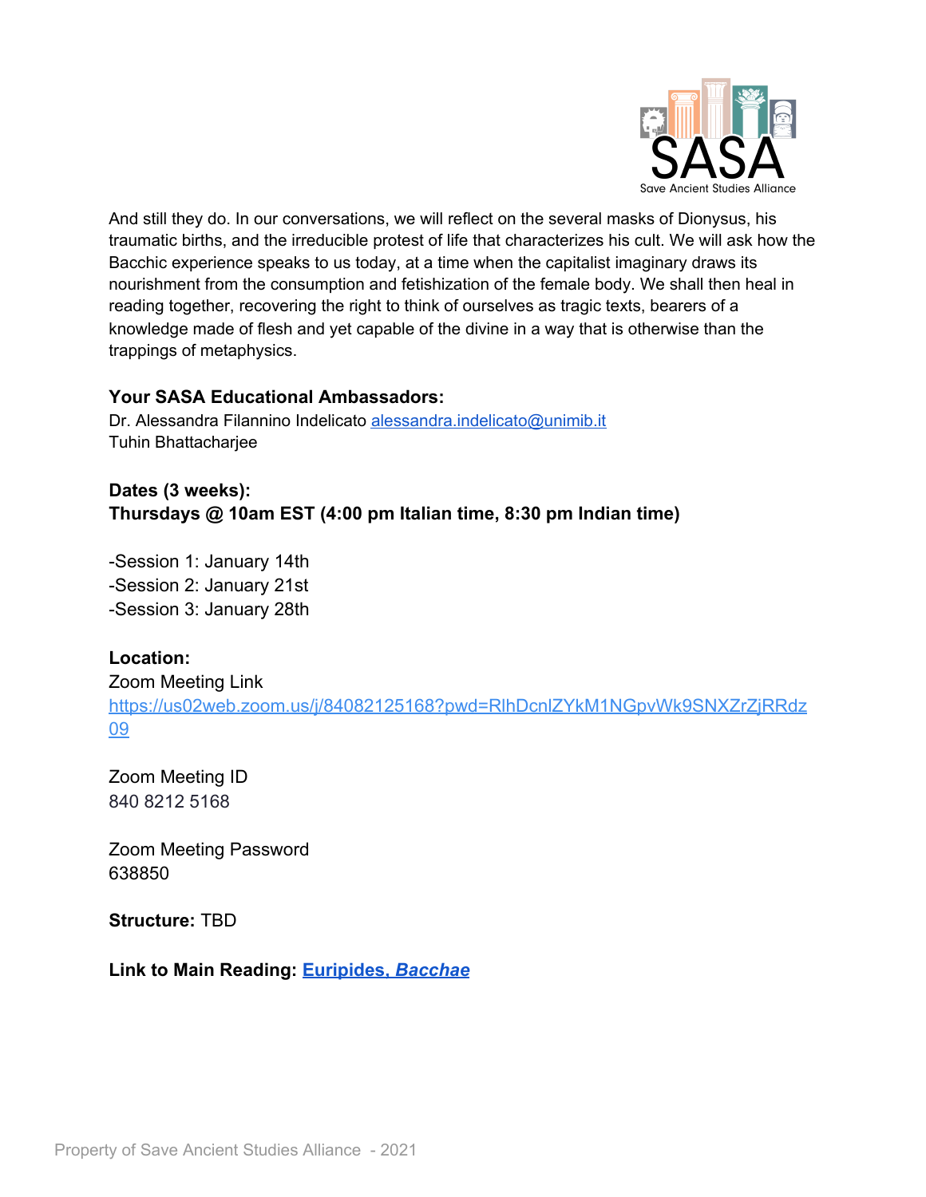And still they do. In our conversations, we will reflect on the several masks of Dionysus, his traumatic births, and the irreducible protest of life that characterizes his cult. We will ask how the Bacchic experience speaks to us today, at a time when the capitalist imaginary draws its nourishment from the consumption and fetishization of the female body. We shall then heal in reading together, recovering the right to think of ourselves as tragic texts, bearers of a knowledge made of flesh and yet capable of the divine in a way that is otherwise than the trappings of metaphysics.

**Your SASA Educational Ambassadors:**
Dr. Alessandra Filannino Indelicato alessandra.indelicato@unimib.it
Tuhin Bhattacharjee

**Dates (3 weeks):**
**Thursdays @ 10am EST (4:00 pm Italian time, 8:30 pm Indian time)**

-Session 1: January 14th
-Session 2: January 21st
-Session 3: January 28th

**Location:**
Zoom Meeting Link
https://us02web.zoom.us/j/84082125168?pwd=RlhDcnlZYkM1NGpvWk9SNXZrZjRRdz09

Zoom Meeting ID
840 8212 5168

Zoom Meeting Password
638850

**Structure:** TBD

**Link to Main Reading: Euripides, *Bacchae***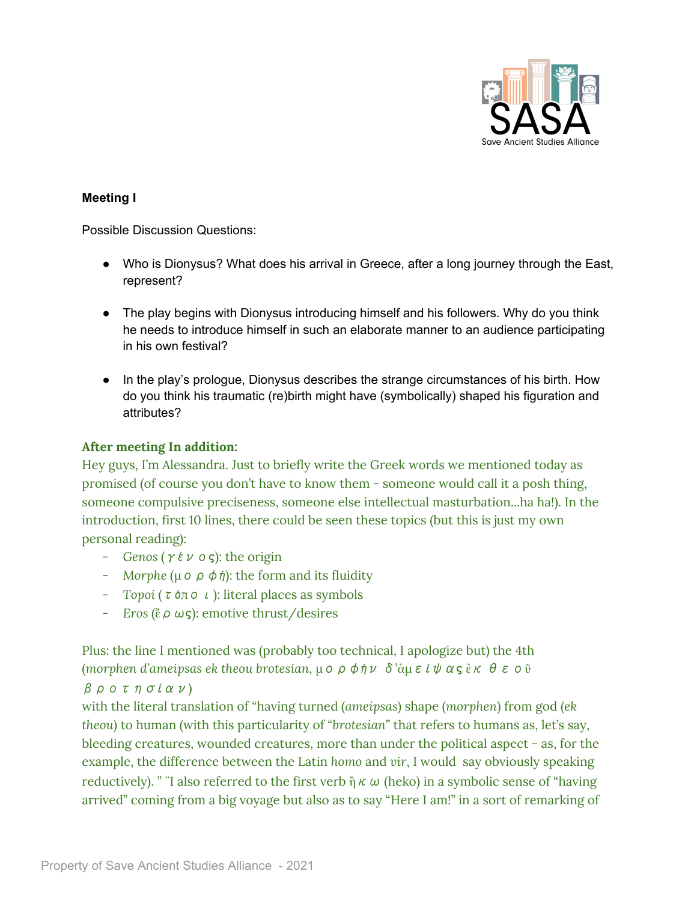**Meeting I**

Possible Discussion Questions:

- Who is Dionysus? What does his arrival in Greece, after a long journey through the East, represent?
- The play begins with Dionysus introducing himself and his followers. Why do you think he needs to introduce himself in such an elaborate manner to an audience participating in his own festival?
- In the play's prologue, Dionysus describes the strange circumstances of his birth. How do you think his traumatic (re)birth might have (symbolically) shaped his figuration and attributes?

**After meeting In addition:**

Hey guys, I'm Alessandra. Just to briefly write the Greek words we mentioned today as promised (of course you don't have to know them - someone would call it a posh thing, someone compulsive preciseness, someone else intellectual masturbation...ha ha!). In the introduction, first 10 lines, there could be seen these topics (but this is just my own personal reading):

- *Genos* (γένος): the origin
- *Morphe* (μορφή): the form and its fluidity
- *Topoi* (τόποι): literal places as symbols
- *Eros* (ἔρως): emotive thrust/desires

Plus: the line I mentioned was (probably too technical, I apologize but) the 4th (*morphen d'ameipsas ek theou brotesian*, μορφὴν δ'ἀμείψας ἐκ θεοῦ βροτησίαν) with the literal translation of "having turned (*ameipsas*) shape (*morphen*) from god (*ek theou*) to human (with this particularity of "*brotesian*" that refers to humans as, let's say, bleeding creatures, wounded creatures, more than under the political aspect - as, for the example, the difference between the Latin *homo* and *vir*, I would say obviously speaking reductively). " I also referred to the first verb ἥκω (heko) in a symbolic sense of "having arrived" coming from a big voyage but also as to say "Here I am!" in a sort of remarking of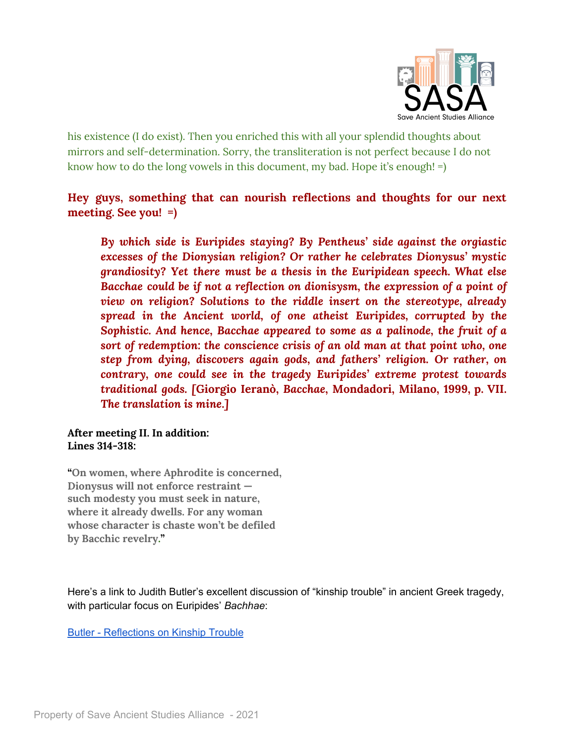his existence (I do exist). Then you enriched this with all your splendid thoughts about mirrors and self-determination. Sorry, the transliteration is not perfect because I do not know how to do the long vowels in this document, my bad. Hope it's enough! =)

**Hey guys, something that can nourish reflections and thoughts for our next meeting. See you! =)**

> ***By which side is Euripides staying? By Pentheus' side against the orgiastic excesses of the Dionysian religion? Or rather he celebrates Dionysus' mystic grandiosity? Yet there must be a thesis in the Euripidean speech. What else Bacchae could be if not a reflection on dionisysm, the expression of a point of view on religion? Solutions to the riddle insert on the stereotype, already spread in the Ancient world, of one atheist Euripides, corrupted by the Sophistic. And hence, Bacchae appeared to some as a palinode, the fruit of a sort of redemption: the conscience crisis of an old man at that point who, one step from dying, discovers again gods, and fathers' religion. Or rather, on contrary, one could see in the tragedy Euripides' extreme protest towards traditional gods. [Giorgio Ieranò, Bacchae, Mondadori, Milano, 1999, p. VII. The translation is mine.]***

**After meeting II. In addition:**
**Lines 314-318:**

"**On women, where Aphrodite is concerned,**
**Dionysus will not enforce restraint —**
**such modesty you must seek in nature,**
**where it already dwells. For any woman**
**whose character is chaste won't be defiled**
**by Bacchic revelry.**"

Here's a link to Judith Butler's excellent discussion of "kinship trouble" in ancient Greek tragedy, with particular focus on Euripides' *Bachhae*:

[Butler - Reflections on Kinship Trouble]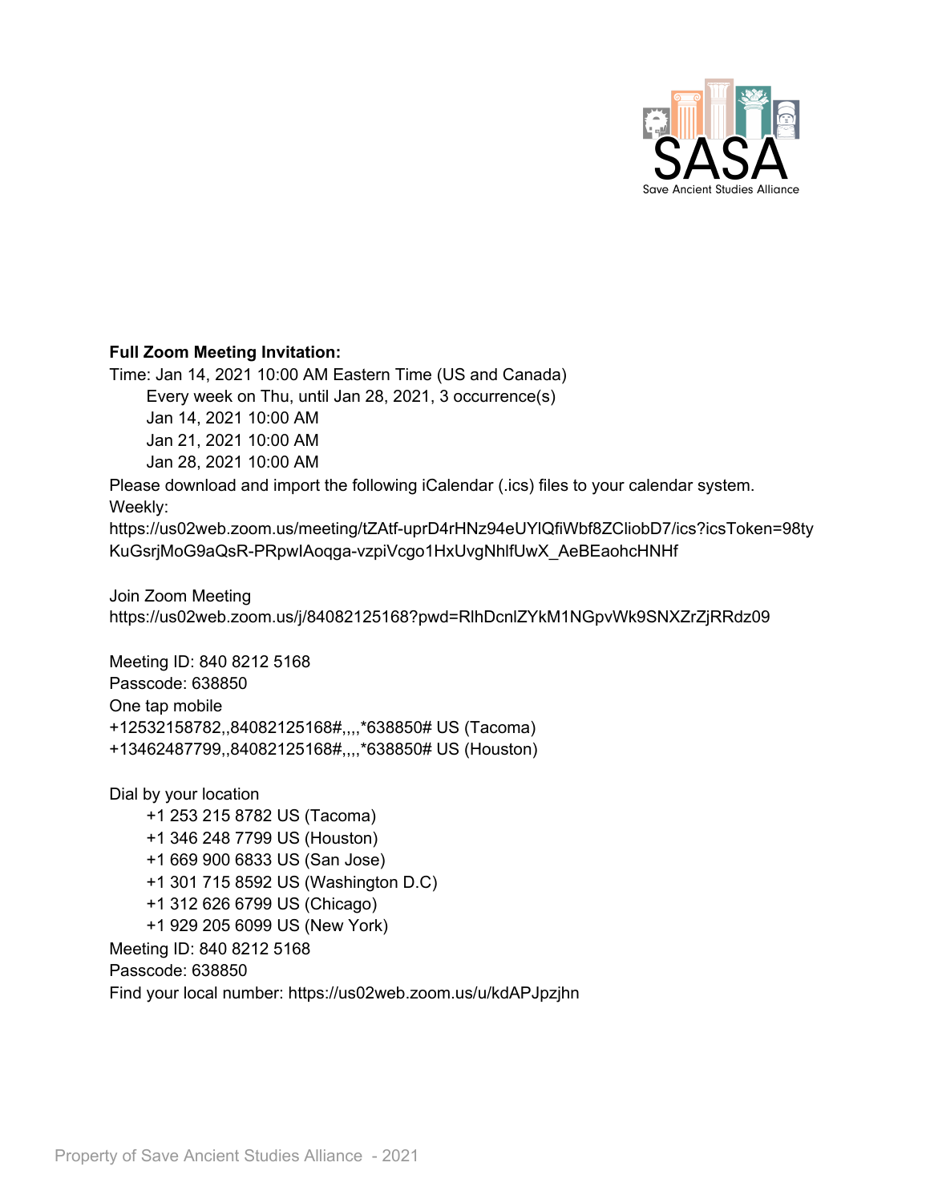SASA
Save Ancient Studies Alliance

**Full Zoom Meeting Invitation:**

Time: Jan 14, 2021 10:00 AM Eastern Time (US and Canada)
Every week on Thu, until Jan 28, 2021, 3 occurrence(s)
Jan 14, 2021 10:00 AM
Jan 21, 2021 10:00 AM
Jan 28, 2021 10:00 AM

Please download and import the following iCalendar (.ics) files to your calendar system.
Weekly:
https://us02web.zoom.us/meeting/tZAtf-uprD4rHNz94eUYlQfiWbf8ZCliobD7/ics?icsToken=98tyKuGsrjMoG9aQsR-PRpwIAoqga-vzpiVcgo1HxUvgNhlfUwX_AeBEaohcHNHf

Join Zoom Meeting
https://us02web.zoom.us/j/84082125168?pwd=RlhDcnlZYkM1NGpvWk9SNXZrZjRRdz09

Meeting ID: 840 8212 5168
Passcode: 638850
One tap mobile
+12532158782,,84082125168#,,,,*638850# US (Tacoma)
+13462487799,,84082125168#,,,,*638850# US (Houston)

Dial by your location
+1 253 215 8782 US (Tacoma)
+1 346 248 7799 US (Houston)
+1 669 900 6833 US (San Jose)
+1 301 715 8592 US (Washington D.C)
+1 312 626 6799 US (Chicago)
+1 929 205 6099 US (New York)

Meeting ID: 840 8212 5168
Passcode: 638850
Find your local number: https://us02web.zoom.us/u/kdAPJpzjhn